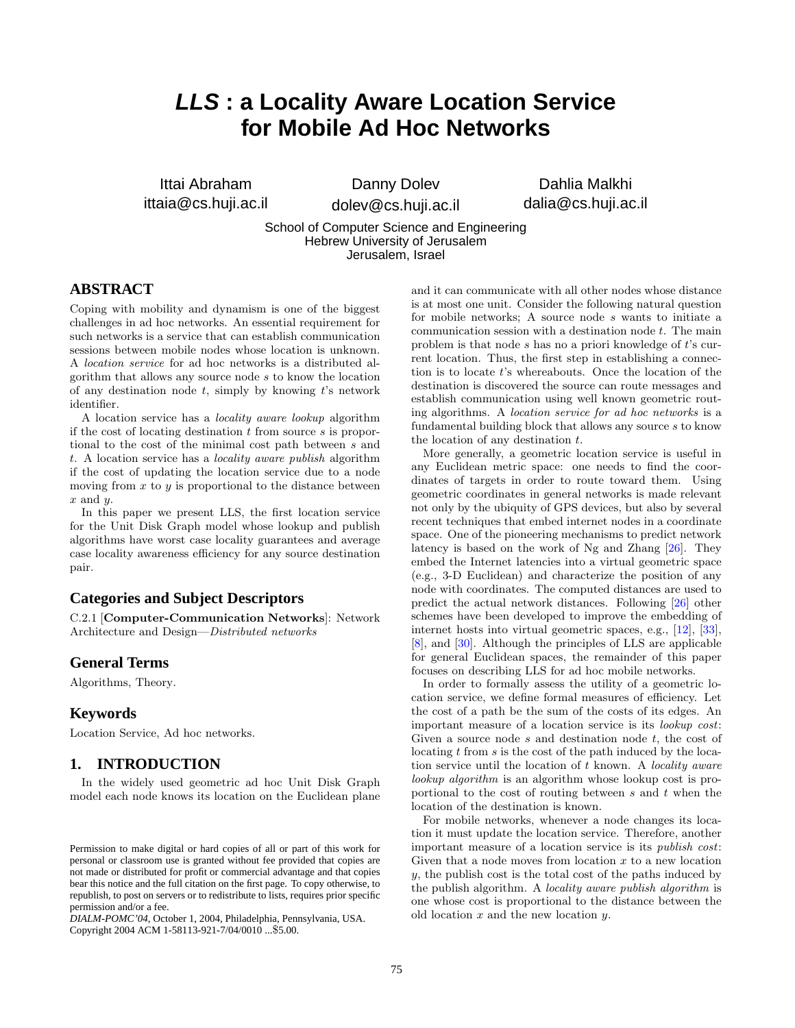# *LLS* : a Locality Aware Location Service for Mobile Ad Hoc Networks

Ittai Abraham
ittaia@cs.huji.ac.il

Danny Dolev
dolev@cs.huji.ac.il

Dahlia Malkhi
dalia@cs.huji.ac.il

School of Computer Science and Engineering
Hebrew University of Jerusalem
Jerusalem, Israel

## ABSTRACT

Coping with mobility and dynamism is one of the biggest challenges in ad hoc networks. An essential requirement for such networks is a service that can establish communication sessions between mobile nodes whose location is unknown. A *location service* for ad hoc networks is a distributed algorithm that allows any source node $s$ to know the location of any destination node $t$, simply by knowing $t$'s network identifier.

A location service has a *locality aware lookup* algorithm if the cost of locating destination $t$ from source $s$ is proportional to the cost of the minimal cost path between $s$ and $t$. A location service has a *locality aware publish* algorithm if the cost of updating the location service due to a node moving from $x$ to $y$ is proportional to the distance between $x$ and $y$.

In this paper we present LLS, the first location service for the Unit Disk Graph model whose lookup and publish algorithms have worst case locality guarantees and average case locality awareness efficiency for any source destination pair.

## Categories and Subject Descriptors

C.2.1 [**Computer-Communication Networks**]: Network Architecture and Design—*Distributed networks*

## General Terms

Algorithms, Theory.

## Keywords

Location Service, Ad hoc networks.

## 1. INTRODUCTION

In the widely used geometric ad hoc Unit Disk Graph model each node knows its location on the Euclidean plane and it can communicate with all other nodes whose distance is at most one unit. Consider the following natural question for mobile networks; A source node $s$ wants to initiate a communication session with a destination node $t$. The main problem is that node $s$ has no a priori knowledge of $t$'s current location. Thus, the first step in establishing a connection is to locate $t$'s whereabouts. Once the location of the destination is discovered the source can route messages and establish communication using well known geometric routing algorithms. A *location service for ad hoc networks* is a fundamental building block that allows any source $s$ to know the location of any destination $t$.

More generally, a geometric location service is useful in any Euclidean metric space: one needs to find the coordinates of targets in order to route toward them. Using geometric coordinates in general networks is made relevant not only by the ubiquity of GPS devices, but also by several recent techniques that embed internet nodes in a coordinate space. One of the pioneering mechanisms to predict network latency is based on the work of Ng and Zhang [26]. They embed the Internet latencies into a virtual geometric space (e.g., 3-D Euclidean) and characterize the position of any node with coordinates. The computed distances are used to predict the actual network distances. Following [26] other schemes have been developed to improve the embedding of internet hosts into virtual geometric spaces, e.g., [12], [33], [8], and [30]. Although the principles of LLS are applicable for general Euclidean spaces, the remainder of this paper focuses on describing LLS for ad hoc mobile networks.

In order to formally assess the utility of a geometric location service, we define formal measures of efficiency. Let the cost of a path be the sum of the costs of its edges. An important measure of a location service is its *lookup cost*: Given a source node $s$ and destination node $t$, the cost of locating $t$ from $s$ is the cost of the path induced by the location service until the location of $t$ known. A *locality aware lookup algorithm* is an algorithm whose lookup cost is proportional to the cost of routing between $s$ and $t$ when the location of the destination is known.

For mobile networks, whenever a node changes its location it must update the location service. Therefore, another important measure of a location service is its *publish cost*: Given that a node moves from location $x$ to a new location $y$, the publish cost is the total cost of the paths induced by the publish algorithm. A *locality aware publish algorithm* is one whose cost is proportional to the distance between the old location $x$ and the new location $y$.

Permission to make digital or hard copies of all or part of this work for personal or classroom use is granted without fee provided that copies are not made or distributed for profit or commercial advantage and that copies bear this notice and the full citation on the first page. To copy otherwise, to republish, to post on servers or to redistribute to lists, requires prior specific permission and/or a fee.
*DIALM-POMC'04*, October 1, 2004, Philadelphia, Pennsylvania, USA.
Copyright 2004 ACM 1-58113-921-7/04/0010 ...$5.00.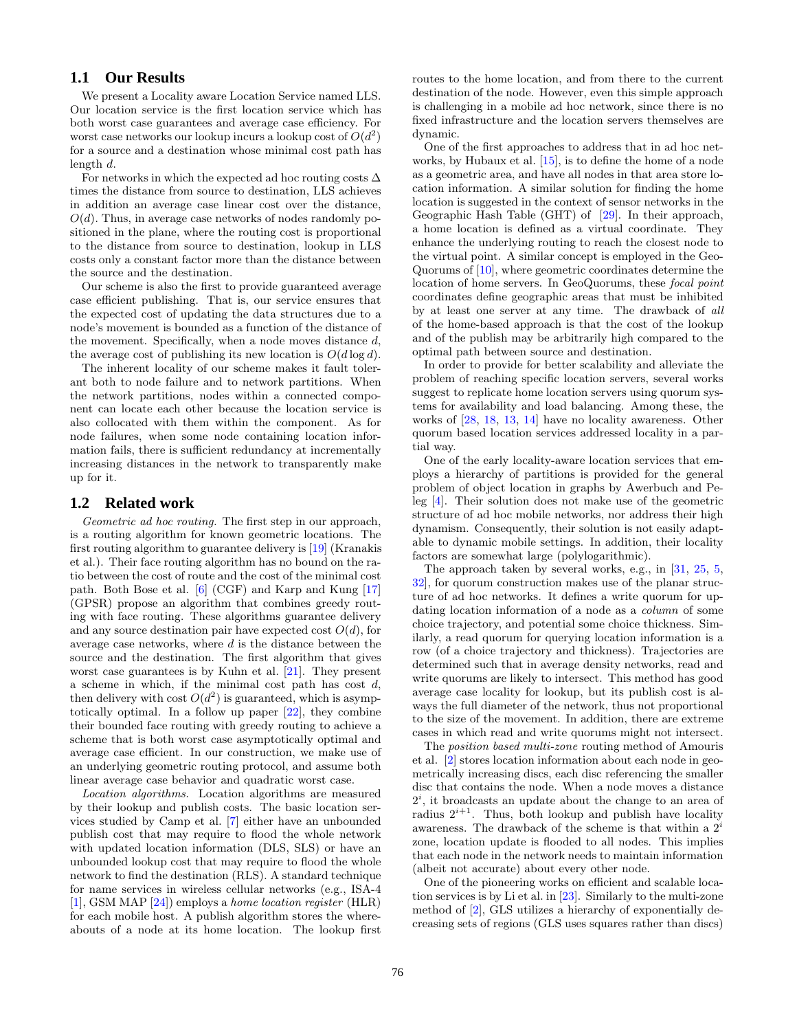## 1.1 Our Results

We present a Locality aware Location Service named LLS. Our location service is the first location service which has both worst case guarantees and average case efficiency. For worst case networks our lookup incurs a lookup cost of $O(d^2)$ for a source and a destination whose minimal cost path has length $d$.

For networks in which the expected ad hoc routing costs $\Delta$ times the distance from source to destination, LLS achieves in addition an average case linear cost over the distance, $O(d)$. Thus, in average case networks of nodes randomly positioned in the plane, where the routing cost is proportional to the distance from source to destination, lookup in LLS costs only a constant factor more than the distance between the source and the destination.

Our scheme is also the first to provide guaranteed average case efficient publishing. That is, our service ensures that the expected cost of updating the data structures due to a node's movement is bounded as a function of the distance of the movement. Specifically, when a node moves distance $d$, the average cost of publishing its new location is $O(d \log d)$.

The inherent locality of our scheme makes it fault tolerant both to node failure and to network partitions. When the network partitions, nodes within a connected component can locate each other because the location service is also collocated with them within the component. As for node failures, when some node containing location information fails, there is sufficient redundancy at incrementally increasing distances in the network to transparently make up for it.

## 1.2 Related work

*Geometric ad hoc routing.* The first step in our approach, is a routing algorithm for known geometric locations. The first routing algorithm to guarantee delivery is [19] (Kranakis et al.). Their face routing algorithm has no bound on the ratio between the cost of route and the cost of the minimal cost path. Both Bose et al. [6] (CGF) and Karp and Kung [17] (GPSR) propose an algorithm that combines greedy routing with face routing. These algorithms guarantee delivery and any source destination pair have expected cost $O(d)$, for average case networks, where $d$ is the distance between the source and the destination. The first algorithm that gives worst case guarantees is by Kuhn et al. [21]. They present a scheme in which, if the minimal cost path has cost $d$, then delivery with cost $O(d^2)$ is guaranteed, which is asymptotically optimal. In a follow up paper [22], they combine their bounded face routing with greedy routing to achieve a scheme that is both worst case asymptotically optimal and average case efficient. In our construction, we make use of an underlying geometric routing protocol, and assume both linear average case behavior and quadratic worst case.

*Location algorithms.* Location algorithms are measured by their lookup and publish costs. The basic location services studied by Camp et al. [7] either have an unbounded publish cost that may require to flood the whole network with updated location information (DLS, SLS) or have an unbounded lookup cost that may require to flood the whole network to find the destination (RLS). A standard technique for name services in wireless cellular networks (e.g., ISA-4 [1], GSM MAP [24]) employs a *home location register* (HLR) for each mobile host. A publish algorithm stores the whereabouts of a node at its home location. The lookup first routes to the home location, and from there to the current destination of the node. However, even this simple approach is challenging in a mobile ad hoc network, since there is no fixed infrastructure and the location servers themselves are dynamic.

One of the first approaches to address that in ad hoc networks, by Hubaux et al. [15], is to define the home of a node as a geometric area, and have all nodes in that area store location information. A similar solution for finding the home location is suggested in the context of sensor networks in the Geographic Hash Table (GHT) of [29]. In their approach, a home location is defined as a virtual coordinate. They enhance the underlying routing to reach the closest node to the virtual point. A similar concept is employed in the GeoQuorums of [10], where geometric coordinates determine the location of home servers. In GeoQuorums, these *focal point* coordinates define geographic areas that must be inhibited by at least one server at any time. The drawback of *all* of the home-based approach is that the cost of the lookup and of the publish may be arbitrarily high compared to the optimal path between source and destination.

In order to provide for better scalability and alleviate the problem of reaching specific location servers, several works suggest to replicate home location servers using quorum systems for availability and load balancing. Among these, the works of [28, 18, 13, 14] have no locality awareness. Other quorum based location services addressed locality in a partial way.

One of the early locality-aware location services that employs a hierarchy of partitions is provided for the general problem of object location in graphs by Awerbuch and Peleg [4]. Their solution does not make use of the geometric structure of ad hoc mobile networks, nor address their high dynamism. Consequently, their solution is not easily adaptable to dynamic mobile settings. In addition, their locality factors are somewhat large (polylogarithmic).

The approach taken by several works, e.g., in [31, 25, 5, 32], for quorum construction makes use of the planar structure of ad hoc networks. It defines a write quorum for updating location information of a node as a *column* of some choice trajectory, and potential some choice thickness. Similarly, a read quorum for querying location information is a row (of a choice trajectory and thickness). Trajectories are determined such that in average density networks, read and write quorums are likely to intersect. This method has good average case locality for lookup, but its publish cost is always the full diameter of the network, thus not proportional to the size of the movement. In addition, there are extreme cases in which read and write quorums might not intersect.

The *position based multi-zone* routing method of Amouris et al. [2] stores location information about each node in geometrically increasing discs, each disc referencing the smaller disc that contains the node. When a node moves a distance $2^i$, it broadcasts an update about the change to an area of radius $2^{i+1}$. Thus, both lookup and publish have locality awareness. The drawback of the scheme is that within a $2^i$ zone, location update is flooded to all nodes. This implies that each node in the network needs to maintain information (albeit not accurate) about every other node.

One of the pioneering works on efficient and scalable location services is by Li et al. in [23]. Similarly to the multi-zone method of [2], GLS utilizes a hierarchy of exponentially decreasing sets of regions (GLS uses squares rather than discs)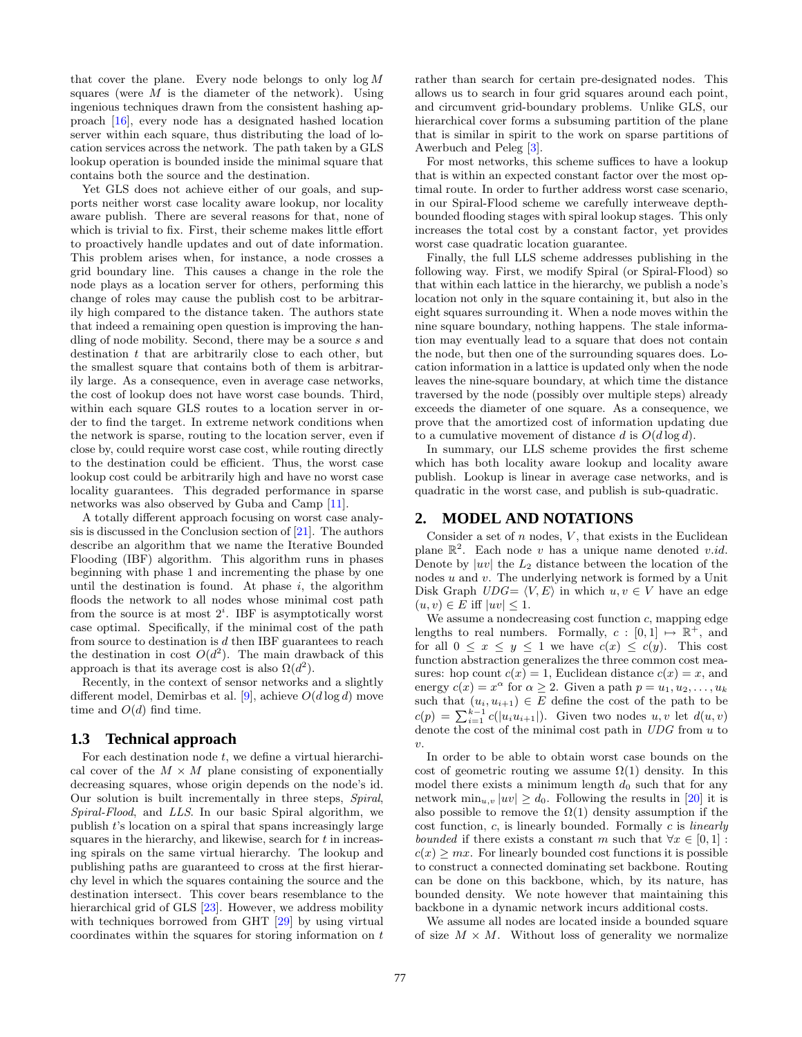that cover the plane. Every node belongs to only $\log M$ squares (were $M$ is the diameter of the network). Using ingenious techniques drawn from the consistent hashing approach [16], every node has a designated hashed location server within each square, thus distributing the load of location services across the network. The path taken by a GLS lookup operation is bounded inside the minimal square that contains both the source and the destination.

Yet GLS does not achieve either of our goals, and supports neither worst case locality aware lookup, nor locality aware publish. There are several reasons for that, none of which is trivial to fix. First, their scheme makes little effort to proactively handle updates and out of date information. This problem arises when, for instance, a node crosses a grid boundary line. This causes a change in the role the node plays as a location server for others, performing this change of roles may cause the publish cost to be arbitrarily high compared to the distance taken. The authors state that indeed a remaining open question is improving the handling of node mobility. Second, there may be a source $s$ and destination $t$ that are arbitrarily close to each other, but the smallest square that contains both of them is arbitrarily large. As a consequence, even in average case networks, the cost of lookup does not have worst case bounds. Third, within each square GLS routes to a location server in order to find the target. In extreme network conditions when the network is sparse, routing to the location server, even if close by, could require worst case cost, while routing directly to the destination could be efficient. Thus, the worst case lookup cost could be arbitrarily high and have no worst case locality guarantees. This degraded performance in sparse networks was also observed by Guba and Camp [11].

A totally different approach focusing on worst case analysis is discussed in the Conclusion section of [21]. The authors describe an algorithm that we name the Iterative Bounded Flooding (IBF) algorithm. This algorithm runs in phases beginning with phase 1 and incrementing the phase by one until the destination is found. At phase $i$, the algorithm floods the network to all nodes whose minimal cost path from the source is at most $2^i$. IBF is asymptotically worst case optimal. Specifically, if the minimal cost of the path from source to destination is $d$ then IBF guarantees to reach the destination in cost $O(d^2)$. The main drawback of this approach is that its average cost is also $\Omega(d^2)$.

Recently, in the context of sensor networks and a slightly different model, Demirbas et al. [9], achieve $O(d \log d)$ move time and $O(d)$ find time.

### 1.3 Technical approach

For each destination node $t$, we define a virtual hierarchical cover of the $M \times M$ plane consisting of exponentially decreasing squares, whose origin depends on the node's id. Our solution is built incrementally in three steps, *Spiral*, *Spiral-Flood*, and *LLS*. In our basic Spiral algorithm, we publish $t$'s location on a spiral that spans increasingly large squares in the hierarchy, and likewise, search for $t$ in increasing spirals on the same virtual hierarchy. The lookup and publishing paths are guaranteed to cross at the first hierarchy level in which the squares containing the source and the destination intersect. This cover bears resemblance to the hierarchical grid of GLS [23]. However, we address mobility with techniques borrowed from GHT [29] by using virtual coordinates within the squares for storing information on $t$ rather than search for certain pre-designated nodes. This allows us to search in four grid squares around each point, and circumvent grid-boundary problems. Unlike GLS, our hierarchical cover forms a subsuming partition of the plane that is similar in spirit to the work on sparse partitions of Awerbuch and Peleg [3].

For most networks, this scheme suffices to have a lookup that is within an expected constant factor over the most optimal route. In order to further address worst case scenario, in our Spiral-Flood scheme we carefully interweave depth-bounded flooding stages with spiral lookup stages. This only increases the total cost by a constant factor, yet provides worst case quadratic location guarantee.

Finally, the full LLS scheme addresses publishing in the following way. First, we modify Spiral (or Spiral-Flood) so that within each lattice in the hierarchy, we publish a node's location not only in the square containing it, but also in the eight squares surrounding it. When a node moves within the nine square boundary, nothing happens. The stale information may eventually lead to a square that does not contain the node, but then one of the surrounding squares does. Location information in a lattice is updated only when the node leaves the nine-square boundary, at which time the distance traversed by the node (possibly over multiple steps) already exceeds the diameter of one square. As a consequence, we prove that the amortized cost of information updating due to a cumulative movement of distance $d$ is $O(d \log d)$.

In summary, our LLS scheme provides the first scheme which has both locality aware lookup and locality aware publish. Lookup is linear in average case networks, and is quadratic in the worst case, and publish is sub-quadratic.

## 2. MODEL AND NOTATIONS

Consider a set of $n$ nodes, $V$, that exists in the Euclidean plane $\mathbb{R}^2$. Each node $v$ has a unique name denoted $v.id$. Denote by $|uv|$ the $L_2$ distance between the location of the nodes $u$ and $v$. The underlying network is formed by a Unit Disk Graph $UDG = \langle V, E \rangle$ in which $u, v \in V$ have an edge $(u, v) \in E$ iff $|uv| \leq 1$.

We assume a nondecreasing cost function $c$, mapping edge lengths to real numbers. Formally, $c : [0, 1] \mapsto \mathbb{R}^+$, and for all $0 \leq x \leq y \leq 1$ we have $c(x) \leq c(y)$. This cost function abstraction generalizes the three common cost measures: hop count $c(x) = 1$, Euclidean distance $c(x) = x$, and energy $c(x) = x^\alpha$ for $\alpha \geq 2$. Given a path $p = u_1, u_2, \ldots, u_k$ such that $(u_i, u_{i+1}) \in E$ define the cost of the path to be $c(p) = \sum_{i=1}^{k-1} c(|u_i u_{i+1}|)$. Given two nodes $u, v$ let $d(u, v)$ denote the cost of the minimal cost path in $UDG$ from $u$ to $v$.

In order to be able to obtain worst case bounds on the cost of geometric routing we assume $\Omega(1)$ density. In this model there exists a minimum length $d_0$ such that for any network $\min_{u,v} |uv| \geq d_0$. Following the results in [20] it is also possible to remove the $\Omega(1)$ density assumption if the cost function, $c$, is linearly bounded. Formally $c$ is *linearly bounded* if there exists a constant $m$ such that $\forall x \in [0, 1] : c(x) \geq mx$. For linearly bounded cost functions it is possible to construct a connected dominating set backbone. Routing can be done on this backbone, which, by its nature, has bounded density. We note however that maintaining this backbone in a dynamic network incurs additional costs.

We assume all nodes are located inside a bounded square of size $M \times M$. Without loss of generality we normalize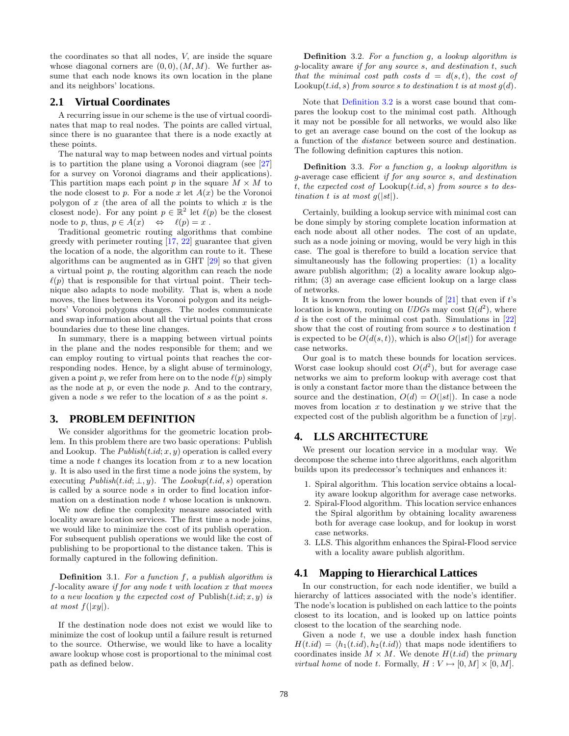the coordinates so that all nodes, $V$, are inside the square whose diagonal corners are $(0,0),(M,M)$. We further assume that each node knows its own location in the plane and its neighbors' locations.

## 2.1 Virtual Coordinates

A recurring issue in our scheme is the use of virtual coordinates that map to real nodes. The points are called virtual, since there is no guarantee that there is a node exactly at these points.

The natural way to map between nodes and virtual points is to partition the plane using a Voronoi diagram (see [27] for a survey on Voronoi diagrams and their applications). This partition maps each point $p$ in the square $M \times M$ to the node closest to $p$. For a node $x$ let $A(x)$ be the Voronoi polygon of $x$ (the area of all the points to which $x$ is the closest node). For any point $p \in \mathbb{R}^2$ let $\ell(p)$ be the closest node to $p$, thus, $p \in A(x) \quad \Leftrightarrow \quad \ell(p) = x$ .

Traditional geometric routing algorithms that combine greedy with perimeter routing [17, 22] guarantee that given the location of a node, the algorithm can route to it. These algorithms can be augmented as in GHT [29] so that given a virtual point $p$, the routing algorithm can reach the node $\ell(p)$ that is responsible for that virtual point. Their technique also adapts to node mobility. That is, when a node moves, the lines between its Voronoi polygon and its neighbors' Voronoi polygons changes. The nodes communicate and swap information about all the virtual points that cross boundaries due to these line changes.

In summary, there is a mapping between virtual points in the plane and the nodes responsible for them; and we can employ routing to virtual points that reaches the corresponding nodes. Hence, by a slight abuse of terminology, given a point $p$, we refer from here on to the node $\ell(p)$ simply as the node at $p$, or even the node $p$. And to the contrary, given a node $s$ we refer to the location of $s$ as the point $s$.

# 3. PROBLEM DEFINITION

We consider algorithms for the geometric location problem. In this problem there are two basic operations: Publish and Lookup. The $Publish(t.id; x, y)$ operation is called every time a node $t$ changes its location from $x$ to a new location $y$. It is also used in the first time a node joins the system, by executing $Publish(t.id; \perp, y)$. The $Lookup(t.id, s)$ operation is called by a source node $s$ in order to find location information on a destination node $t$ whose location is unknown.

We now define the complexity measure associated with locality aware location services. The first time a node joins, we would like to minimize the cost of its publish operation. For subsequent publish operations we would like the cost of publishing to be proportional to the distance taken. This is formally captured in the following definition.

**Definition** 3.1. *For a function $f$, a publish algorithm is $f$-locality aware if for any node $t$ with location $x$ that moves to a new location $y$ the expected cost of* Publish$(t.id; x, y)$ *is at most $f(|xy|)$.*

If the destination node does not exist we would like to minimize the cost of lookup until a failure result is returned to the source. Otherwise, we would like to have a locality aware lookup whose cost is proportional to the minimal cost path as defined below.

**Definition** 3.2. *For a function $g$, a lookup algorithm is $g$-locality aware if for any source $s$, and destination $t$, such that the minimal cost path costs $d = d(s,t)$, the cost of* Lookup$(t.id, s)$ *from source $s$ to destination $t$ is at most $g(d)$.*

Note that Definition 3.2 is a worst case bound that compares the lookup cost to the minimal cost path. Although it may not be possible for all networks, we would also like to get an average case bound on the cost of the lookup as a function of the *distance* between source and destination. The following definition captures this notion.

**Definition** 3.3. *For a function $g$, a lookup algorithm is $g$-average case efficient if for any source $s$, and destination $t$, the expected cost of* Lookup$(t.id, s)$ *from source $s$ to destination $t$ is at most $g(|st|)$.*

Certainly, building a lookup service with minimal cost can be done simply by storing complete location information at each node about all other nodes. The cost of an update, such as a node joining or moving, would be very high in this case. The goal is therefore to build a location service that simultaneously has the following properties: (1) a locality aware publish algorithm; (2) a locality aware lookup algorithm; (3) an average case efficient lookup on a large class of networks.

It is known from the lower bounds of [21] that even if $t$'s location is known, routing on *UDG*s may cost $\Omega(d^2)$, where $d$ is the cost of the minimal cost path. Simulations in [22] show that the cost of routing from source $s$ to destination $t$ is expected to be $O(d(s,t))$, which is also $O(|st|)$ for average case networks.

Our goal is to match these bounds for location services. Worst case lookup should cost $O(d^2)$, but for average case networks we aim to preform lookup with average cost that is only a constant factor more than the distance between the source and the destination, $O(d) = O(|st|)$. In case a node moves from location $x$ to destination $y$ we strive that the expected cost of the publish algorithm be a function of $|xy|$.

# 4. LLS ARCHITECTURE

We present our location service in a modular way. We decompose the scheme into three algorithms, each algorithm builds upon its predecessor's techniques and enhances it:

1. Spiral algorithm. This location service obtains a locality aware lookup algorithm for average case networks.
2. Spiral-Flood algorithm. This location service enhances the Spiral algorithm by obtaining locality awareness both for average case lookup, and for lookup in worst case networks.
3. LLS. This algorithm enhances the Spiral-Flood service with a locality aware publish algorithm.

## 4.1 Mapping to Hierarchical Lattices

In our construction, for each node identifier, we build a hierarchy of lattices associated with the node's identifier. The node's location is published on each lattice to the points closest to its location, and is looked up on lattice points closest to the location of the searching node.

Given a node $t$, we use a double index hash function $H(t.id) = \langle h_1(t.id), h_2(t.id) \rangle$ that maps node identifiers to coordinates inside $M \times M$. We denote $H(t.id)$ the *primary virtual home* of node $t$. Formally, $H : V \mapsto [0, M] \times [0, M]$.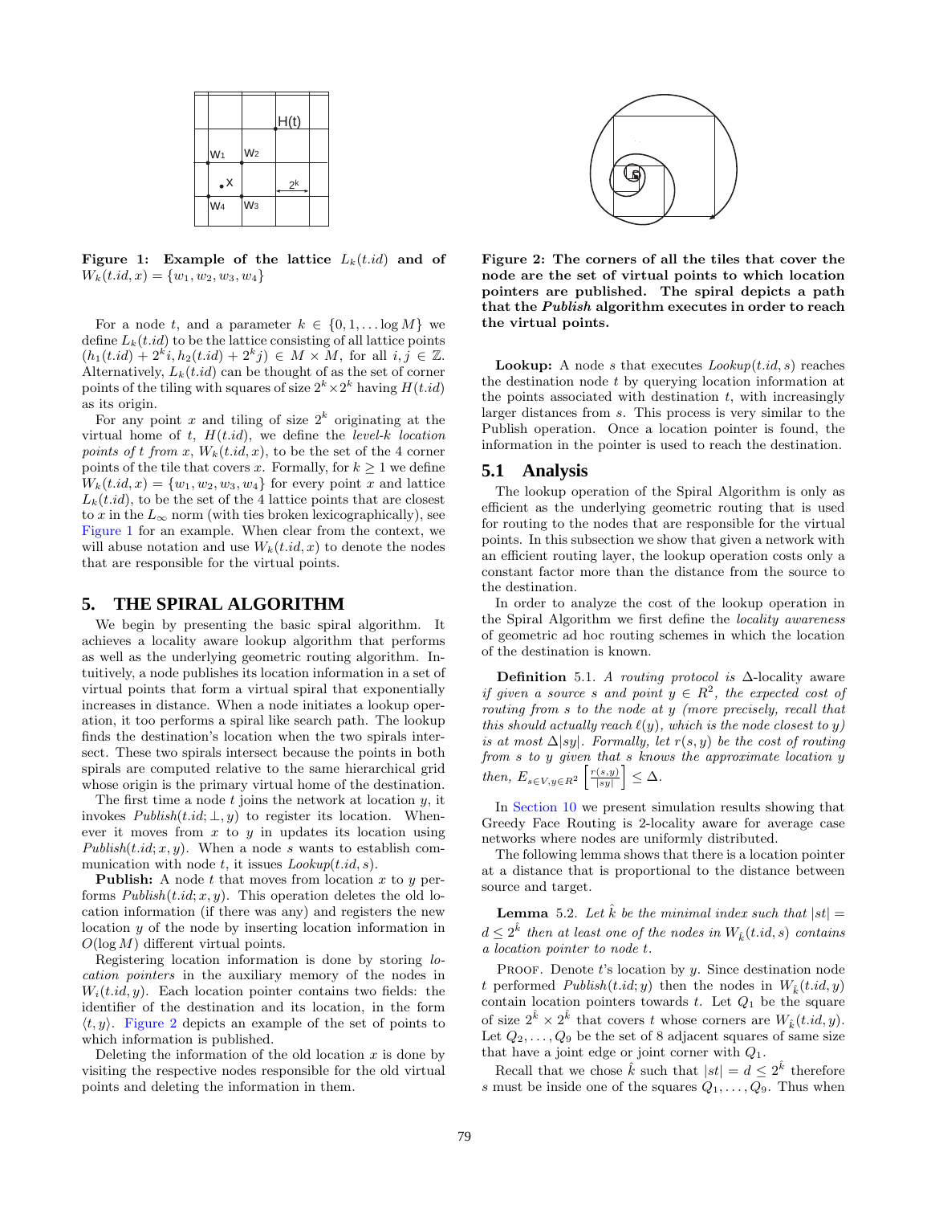Figure 1: Example of the lattice $L_k(t.id)$ and of $W_k(t.id, x) = \{w_1, w_2, w_3, w_4\}$

For a node $t$, and a parameter $k \in \{0, 1, \ldots \log M\}$ we define $L_k(t.id)$ to be the lattice consisting of all lattice points $(h_1(t.id) + 2^k i, h_2(t.id) + 2^k j) \in M \times M$, for all $i, j \in \mathbb{Z}$. Alternatively, $L_k(t.id)$ can be thought of as the set of corner points of the tiling with squares of size $2^k \times 2^k$ having $H(t.id)$ as its origin.

For any point $x$ and tiling of size $2^k$ originating at the virtual home of $t$, $H(t.id)$, we define the *level-k location points of t from x*, $W_k(t.id, x)$, to be the set of the 4 corner points of the tile that covers $x$. Formally, for $k \geq 1$ we define $W_k(t.id, x) = \{w_1, w_2, w_3, w_4\}$ for every point $x$ and lattice $L_k(t.id)$, to be the set of the 4 lattice points that are closest to $x$ in the $L_\infty$ norm (with ties broken lexicographically), see Figure 1 for an example. When clear from the context, we will abuse notation and use $W_k(t.id, x)$ to denote the nodes that are responsible for the virtual points.

## 5. THE SPIRAL ALGORITHM

We begin by presenting the basic spiral algorithm. It achieves a locality aware lookup algorithm that performs as well as the underlying geometric routing algorithm. Intuitively, a node publishes its location information in a set of virtual points that form a virtual spiral that exponentially increases in distance. When a node initiates a lookup operation, it too performs a spiral like search path. The lookup finds the destination's location when the two spirals intersect. These two spirals intersect because the points in both spirals are computed relative to the same hierarchical grid whose origin is the primary virtual home of the destination.

The first time a node $t$ joins the network at location $y$, it invokes $Publish(t.id; \perp, y)$ to register its location. Whenever it moves from $x$ to $y$ in updates its location using $Publish(t.id; x, y)$. When a node $s$ wants to establish communication with node $t$, it issues $Lookup(t.id, s)$.

**Publish:** A node $t$ that moves from location $x$ to $y$ performs $Publish(t.id; x, y)$. This operation deletes the old location information (if there was any) and registers the new location $y$ of the node by inserting location information in $O(\log M)$ different virtual points.

Registering location information is done by storing *location pointers* in the auxiliary memory of the nodes in $W_i(t.id, y)$. Each location pointer contains two fields: the identifier of the destination and its location, in the form $\langle t, y \rangle$. Figure 2 depicts an example of the set of points to which information is published.

Deleting the information of the old location $x$ is done by visiting the respective nodes responsible for the old virtual points and deleting the information in them.

**Figure 2: The corners of all the tiles that cover the node are the set of virtual points to which location pointers are published. The spiral depicts a path that the *Publish* algorithm executes in order to reach the virtual points.**

**Lookup:** A node $s$ that executes $Lookup(t.id, s)$ reaches the destination node $t$ by querying location information at the points associated with destination $t$, with increasingly larger distances from $s$. This process is very similar to the Publish operation. Once a location pointer is found, the information in the pointer is used to reach the destination.

### 5.1 Analysis

The lookup operation of the Spiral Algorithm is only as efficient as the underlying geometric routing that is used for routing to the nodes that are responsible for the virtual points. In this subsection we show that given a network with an efficient routing layer, the lookup operation costs only a constant factor more than the distance from the source to the destination.

In order to analyze the cost of the lookup operation in the Spiral Algorithm we first define the *locality awareness* of geometric ad hoc routing schemes in which the location of the destination is known.

**Definition** 5.1. *A routing protocol is* $\Delta$-locality aware *if given a source $s$ and point $y \in R^2$, the expected cost of routing from $s$ to the node at $y$ (more precisely, recall that this should actually reach $\ell(y)$, which is the node closest to $y$) is at most $\Delta|sy|$. Formally, let $r(s, y)$ be the cost of routing from $s$ to $y$ given that $s$ knows the approximate location $y$ then,* $E_{s \in V, y \in R^2}\left[\frac{r(s,y)}{|sy|}\right] \leq \Delta$.

In Section 10 we present simulation results showing that Greedy Face Routing is 2-locality aware for average case networks where nodes are uniformly distributed.

The following lemma shows that there is a location pointer at a distance that is proportional to the distance between source and target.

**Lemma** 5.2. *Let $\hat{k}$ be the minimal index such that $|st| = d \leq 2^{\hat{k}}$ then at least one of the nodes in $W_{\hat{k}}(t.id, s)$ contains a location pointer to node $t$.*

PROOF. Denote $t$'s location by $y$. Since destination node $t$ performed $Publish(t.id; y)$ then the nodes in $W_{\hat{k}}(t.id, y)$ contain location pointers towards $t$. Let $Q_1$ be the square of size $2^{\hat{k}} \times 2^{\hat{k}}$ that covers $t$ whose corners are $W_{\hat{k}}(t.id, y)$. Let $Q_2, \ldots, Q_9$ be the set of 8 adjacent squares of same size that have a joint edge or joint corner with $Q_1$.

Recall that we chose $\hat{k}$ such that $|st| = d \leq 2^{\hat{k}}$ therefore $s$ must be inside one of the squares $Q_1, \ldots, Q_9$. Thus when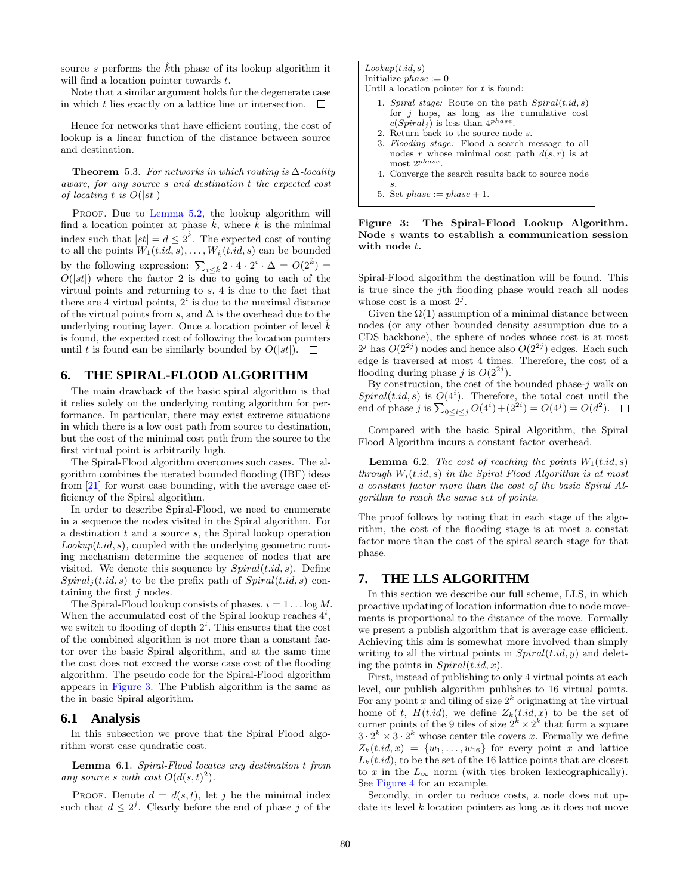source $s$ performs the $\hat{k}$th phase of its lookup algorithm it will find a location pointer towards $t$.

Note that a similar argument holds for the degenerate case in which $t$ lies exactly on a lattice line or intersection. □

Hence for networks that have efficient routing, the cost of lookup is a linear function of the distance between source and destination.

**Theorem** 5.3. *For networks in which routing is $\Delta$-locality aware, for any source $s$ and destination $t$ the expected cost of locating $t$ is $O(|st|)$*

PROOF. Due to Lemma 5.2, the lookup algorithm will find a location pointer at phase $\hat{k}$, where $\hat{k}$ is the minimal index such that $|st| = d \leq 2^{\hat{k}}$. The expected cost of routing to all the points $W_1(t.id, s), \ldots, W_{\hat{k}}(t.id, s)$ can be bounded by the following expression: $\sum_{i \leq \hat{k}} 2 \cdot 4 \cdot 2^i \cdot \Delta = O(2^{\hat{k}}) = O(|st|)$ where the factor 2 is due to going to each of the virtual points and returning to $s$, 4 is due to the fact that there are 4 virtual points, $2^i$ is due to the maximal distance of the virtual points from $s$, and $\Delta$ is the overhead due to the underlying routing layer. Once a location pointer of level $\hat{k}$ is found, the expected cost of following the location pointers until $t$ is found can be similarly bounded by $O(|st|)$. □

# 6. THE SPIRAL-FLOOD ALGORITHM

The main drawback of the basic spiral algorithm is that it relies solely on the underlying routing algorithm for performance. In particular, there may exist extreme situations in which there is a low cost path from source to destination, but the cost of the minimal cost path from the source to the first virtual point is arbitrarily high.

The Spiral-Flood algorithm overcomes such cases. The algorithm combines the iterated bounded flooding (IBF) ideas from [21] for worst case bounding, with the average case efficiency of the Spiral algorithm.

In order to describe Spiral-Flood, we need to enumerate in a sequence the nodes visited in the Spiral algorithm. For a destination $t$ and a source $s$, the Spiral lookup operation $Lookup(t.id, s)$, coupled with the underlying geometric routing mechanism determine the sequence of nodes that are visited. We denote this sequence by $Spiral(t.id, s)$. Define $Spiral_j(t.id, s)$ to be the prefix path of $Spiral(t.id, s)$ containing the first $j$ nodes.

The Spiral-Flood lookup consists of phases, $i = 1 \ldots \log M$. When the accumulated cost of the Spiral lookup reaches $4^i$, we switch to flooding of depth $2^i$. This ensures that the cost of the combined algorithm is not more than a constant factor over the basic Spiral algorithm, and at the same time the cost does not exceed the worse case cost of the flooding algorithm. The pseudo code for the Spiral-Flood algorithm appears in Figure 3. The Publish algorithm is the same as the in basic Spiral algorithm.

## 6.1 Analysis

In this subsection we prove that the Spiral Flood algorithm worst case quadratic cost.

**Lemma** 6.1. *Spiral-Flood locates any destination $t$ from any source $s$ with cost $O(d(s,t)^2)$.*

PROOF. Denote $d = d(s,t)$, let $j$ be the minimal index such that $d \leq 2^j$. Clearly before the end of phase $j$ of the Spiral-Flood algorithm the destination will be found. This is true since the $j$th flooding phase would reach all nodes whose cost is a most $2^j$.

Given the $\Omega(1)$ assumption of a minimal distance between nodes (or any other bounded density assumption due to a CDS backbone), the sphere of nodes whose cost is at most $2^j$ has $O(2^{2j})$ nodes and hence also $O(2^{2j})$ edges. Each such edge is traversed at most 4 times. Therefore, the cost of a flooding during phase $j$ is $O(2^{2j})$.

By construction, the cost of the bounded phase-$j$ walk on $Spiral(t.id, s)$ is $O(4^i)$. Therefore, the total cost until the end of phase $j$ is $\sum_{0 \leq i \leq j} O(4^i) + (2^{2i}) = O(4^j) = O(d^2)$. □

*Lookup*$(t.id, s)$
Initialize $phase := 0$
Until a location pointer for $t$ is found:

1. *Spiral stage:* Route on the path $Spiral(t.id, s)$ for $j$ hops, as long as the cumulative cost $c(Spiral_j)$ is less than $4^{phase}$.
2. Return back to the source node $s$.
3. *Flooding stage:* Flood a search message to all nodes $r$ whose minimal cost path $d(s,r)$ is at most $2^{phase}$.
4. Converge the search results back to source node $s$.
5. Set $phase := phase + 1$.

**Figure 3: The Spiral-Flood Lookup Algorithm. Node $s$ wants to establish a communication session with node $t$.**

Compared with the basic Spiral Algorithm, the Spiral Flood Algorithm incurs a constant factor overhead.

**Lemma** 6.2. *The cost of reaching the points $W_1(t.id, s)$ through $W_i(t.id, s)$ in the Spiral Flood Algorithm is at most a constant factor more than the cost of the basic Spiral Algorithm to reach the same set of points.*

The proof follows by noting that in each stage of the algorithm, the cost of the flooding stage is at most a constat factor more than the cost of the spiral search stage for that phase.

# 7. THE LLS ALGORITHM

In this section we describe our full scheme, LLS, in which proactive updating of location information due to node movements is proportional to the distance of the move. Formally we present a publish algorithm that is average case efficient. Achieving this aim is somewhat more involved than simply writing to all the virtual points in $Spiral(t.id, y)$ and deleting the points in $Spiral(t.id, x)$.

First, instead of publishing to only 4 virtual points at each level, our publish algorithm publishes to 16 virtual points. For any point $x$ and tiling of size $2^k$ originating at the virtual home of $t$, $H(t.id)$, we define $Z_k(t.id, x)$ to be the set of corner points of the 9 tiles of size $2^k \times 2^k$ that form a square $3 \cdot 2^k \times 3 \cdot 2^k$ whose center tile covers $x$. Formally we define $Z_k(t.id, x) = \{w_1, \ldots, w_{16}\}$ for every point $x$ and lattice $L_k(t.id)$, to be the set of the 16 lattice points that are closest to $x$ in the $L_\infty$ norm (with ties broken lexicographically). See Figure 4 for an example.

Secondly, in order to reduce costs, a node does not update its level $k$ location pointers as long as it does not move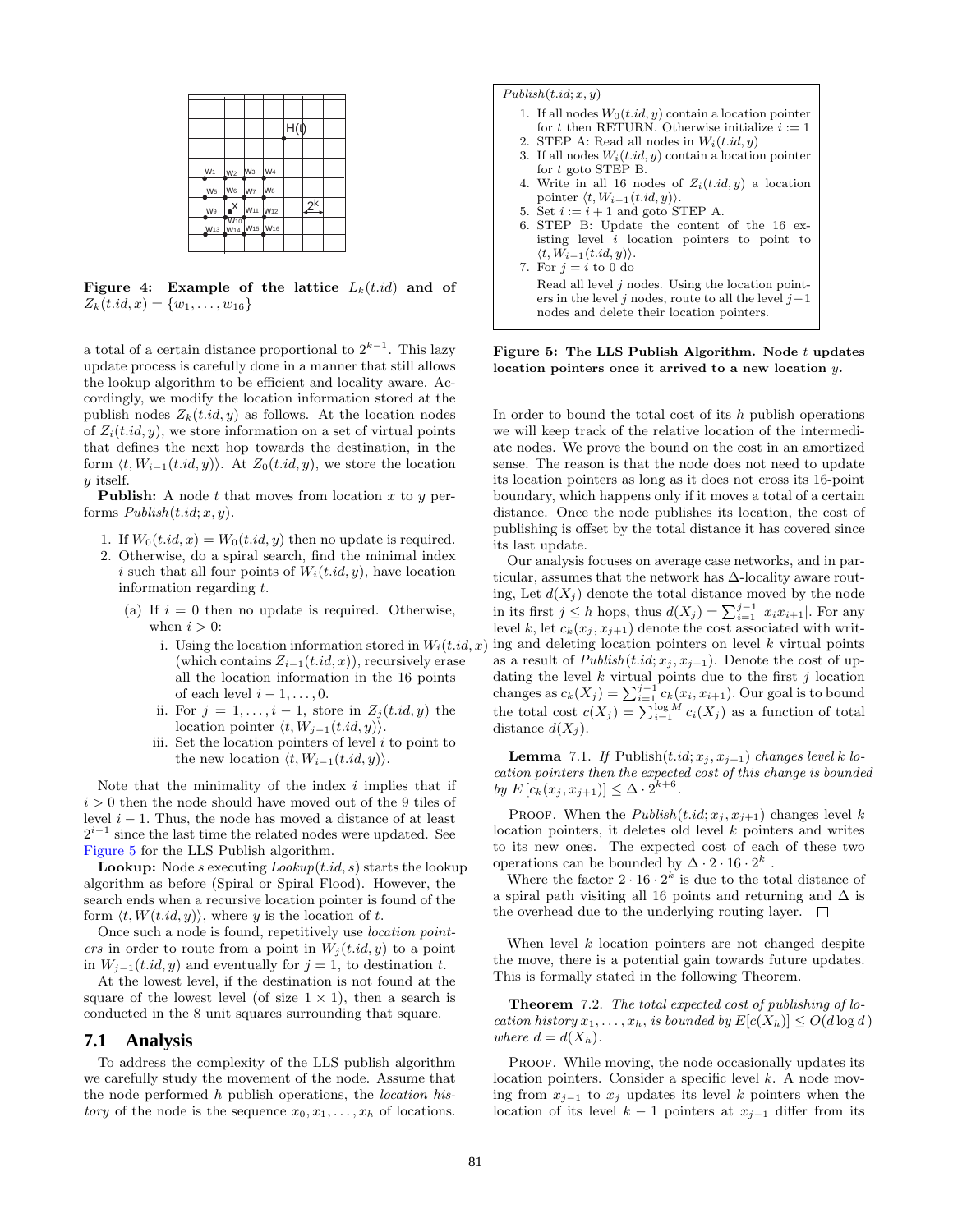**Figure 4: Example of the lattice $L_k(t.id)$ and of $Z_k(t.id, x) = \{w_1, \ldots, w_{16}\}$**

a total of a certain distance proportional to $2^{k-1}$. This lazy update process is carefully done in a manner that still allows the lookup algorithm to be efficient and locality aware. Accordingly, we modify the location information stored at the publish nodes $Z_k(t.id, y)$ as follows. At the location nodes of $Z_i(t.id, y)$, we store information on a set of virtual points that defines the next hop towards the destination, in the form $\langle t, W_{i-1}(t.id, y)\rangle$. At $Z_0(t.id, y)$, we store the location $y$ itself.

**Publish:** A node $t$ that moves from location $x$ to $y$ performs *Publish*$(t.id; x, y)$.

1. If $W_0(t.id, x) = W_0(t.id, y)$ then no update is required.
2. Otherwise, do a spiral search, find the minimal index $i$ such that all four points of $W_i(t.id, y)$, have location information regarding $t$.
   (a) If $i = 0$ then no update is required. Otherwise, when $i > 0$:
      i. Using the location information stored in $W_i(t.id, x)$ (which contains $Z_{i-1}(t.id, x)$), recursively erase all the location information in the 16 points of each level $i-1, \ldots, 0$.
      ii. For $j = 1, \ldots, i-1$, store in $Z_j(t.id, y)$ the location pointer $\langle t, W_{j-1}(t.id, y)\rangle$.
      iii. Set the location pointers of level $i$ to point to the new location $\langle t, W_{i-1}(t.id, y)\rangle$.

Note that the minimality of the index $i$ implies that if $i > 0$ then the node should have moved out of the 9 tiles of level $i-1$. Thus, the node has moved a distance of at least $2^{i-1}$ since the last time the related nodes were updated. See Figure 5 for the LLS Publish algorithm.

**Lookup:** Node $s$ executing *Lookup*$(t.id, s)$ starts the lookup algorithm as before (Spiral or Spiral Flood). However, the search ends when a recursive location pointer is found of the form $\langle t, W(t.id, y)\rangle$, where $y$ is the location of $t$.

Once such a node is found, repetitively use *location pointers* in order to route from a point in $W_j(t.id, y)$ to a point in $W_{j-1}(t.id, y)$ and eventually for $j = 1$, to destination $t$.

At the lowest level, if the destination is not found at the square of the lowest level (of size $1 \times 1$), then a search is conducted in the 8 unit squares surrounding that square.

## 7.1 Analysis

To address the complexity of the LLS publish algorithm we carefully study the movement of the node. Assume that the node performed $h$ publish operations, the *location history* of the node is the sequence $x_0, x_1, \ldots, x_h$ of locations.

*Publish*$(t.id; x, y)$

1. If all nodes $W_0(t.id, y)$ contain a location pointer for $t$ then RETURN. Otherwise initialize $i := 1$
2. STEP A: Read all nodes in $W_i(t.id, y)$
3. If all nodes $W_i(t.id, y)$ contain a location pointer for $t$ goto STEP B.
4. Write in all 16 nodes of $Z_i(t.id, y)$ a location pointer $\langle t, W_{i-1}(t.id, y)\rangle$.
5. Set $i := i + 1$ and goto STEP A.
6. STEP B: Update the content of the 16 existing level $i$ location pointers to point to $\langle t, W_{i-1}(t.id, y)\rangle$.
7. For $j = i$ to 0 do

   Read all level $j$ nodes. Using the location pointers in the level $j$ nodes, route to all the level $j-1$ nodes and delete their location pointers.

**Figure 5: The LLS Publish Algorithm. Node $t$ updates location pointers once it arrived to a new location $y$.**

In order to bound the total cost of its $h$ publish operations we will keep track of the relative location of the intermediate nodes. We prove the bound on the cost in an amortized sense. The reason is that the node does not need to update its location pointers as long as it does not cross its 16-point boundary, which happens only if it moves a total of a certain distance. Once the node publishes its location, the cost of publishing is offset by the total distance it has covered since its last update.

Our analysis focuses on average case networks, and in particular, assumes that the network has $\Delta$-locality aware routing, Let $d(X_j)$ denote the total distance moved by the node in its first $j \leq h$ hops, thus $d(X_j) = \sum_{i=1}^{j-1} |x_i x_{i+1}|$. For any level $k$, let $c_k(x_j, x_{j+1})$ denote the cost associated with writing and deleting location pointers on level $k$ virtual points as a result of *Publish*$(t.id; x_j, x_{j+1})$. Denote the cost of updating the level $k$ virtual points due to the first $j$ location changes as $c_k(X_j) = \sum_{i=1}^{j-1} c_k(x_i, x_{i+1})$. Our goal is to bound the total cost $c(X_j) = \sum_{i=1}^{\log M} c_i(X_j)$ as a function of total distance $d(X_j)$.

**Lemma** 7.1. *If* Publish$(t.id; x_j, x_{j+1})$ *changes level k location pointers then the expected cost of this change is bounded by* $E\left[c_k(x_j, x_{j+1})\right] \leq \Delta \cdot 2^{k+6}$.

Proof. When the *Publish*$(t.id; x_j, x_{j+1})$ changes level $k$ location pointers, it deletes old level $k$ pointers and writes to its new ones. The expected cost of each of these two operations can be bounded by $\Delta \cdot 2 \cdot 16 \cdot 2^k$.

Where the factor $2 \cdot 16 \cdot 2^k$ is due to the total distance of a spiral path visiting all 16 points and returning and $\Delta$ is the overhead due to the underlying routing layer. $\square$

When level $k$ location pointers are not changed despite the move, there is a potential gain towards future updates. This is formally stated in the following Theorem.

**Theorem** 7.2. *The total expected cost of publishing of location history* $x_1, \ldots, x_h$*, is bounded by* $E[c(X_h)] \leq O(d \log d)$ *where* $d = d(X_h)$.

Proof. While moving, the node occasionally updates its location pointers. Consider a specific level $k$. A node moving from $x_{j-1}$ to $x_j$ updates its level $k$ pointers when the location of its level $k-1$ pointers at $x_{j-1}$ differ from its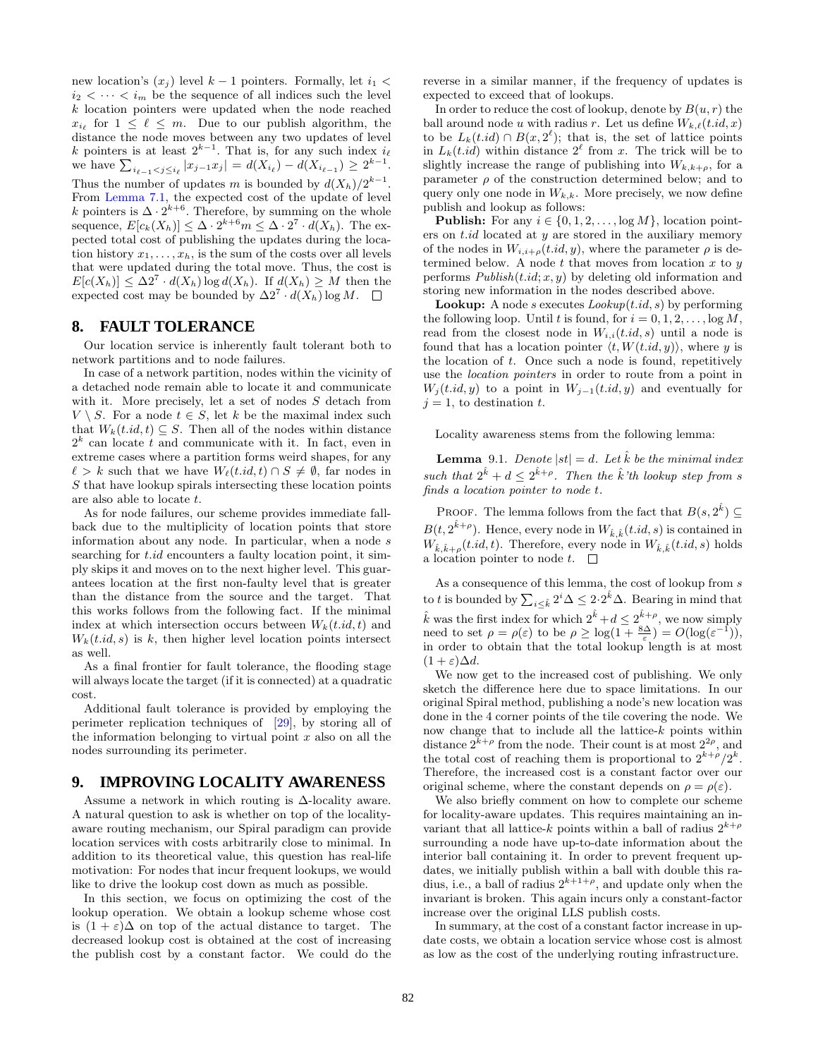new location's ($x_j$) level $k-1$ pointers. Formally, let $i_1 < i_2 < \cdots < i_m$ be the sequence of all indices such the level $k$ location pointers were updated when the node reached $x_{i_\ell}$ for $1 \le \ell \le m$. Due to our publish algorithm, the distance the node moves between any two updates of level $k$ pointers is at least $2^{k-1}$. That is, for any such index $i_\ell$ we have $\sum_{i_{\ell-1}<j\le i_\ell} |x_{j-1}x_j| = d(X_{i_\ell}) - d(X_{i_{\ell-1}}) \ge 2^{k-1}$. Thus the number of updates $m$ is bounded by $d(X_h)/2^{k-1}$. From Lemma 7.1, the expected cost of the update of level $k$ pointers is $\Delta \cdot 2^{k+6}$. Therefore, by summing on the whole sequence, $E[c_k(X_h)] \le \Delta \cdot 2^{k+6} m \le \Delta \cdot 2^7 \cdot d(X_h)$. The expected total cost of publishing the updates during the location history $x_1,\ldots,x_h$, is the sum of the costs over all levels that were updated during the total move. Thus, the cost is $E[c(X_h)] \le \Delta 2^7 \cdot d(X_h) \log d(X_h)$. If $d(X_h) \ge M$ then the expected cost may be bounded by $\Delta 2^7 \cdot d(X_h) \log M$. $\square$

## 8. FAULT TOLERANCE

Our location service is inherently fault tolerant both to network partitions and to node failures.

In case of a network partition, nodes within the vicinity of a detached node remain able to locate it and communicate with it. More precisely, let a set of nodes $S$ detach from $V \setminus S$. For a node $t \in S$, let $k$ be the maximal index such that $W_k(t.id, t) \subseteq S$. Then all of the nodes within distance $2^k$ can locate $t$ and communicate with it. In fact, even in extreme cases where a partition forms weird shapes, for any $\ell > k$ such that we have $W_\ell(t.id, t) \cap S \neq \emptyset$, far nodes in $S$ that have lookup spirals intersecting these location points are also able to locate $t$.

As for node failures, our scheme provides immediate fallback due to the multiplicity of location points that store information about any node. In particular, when a node $s$ searching for $t.id$ encounters a faulty location point, it simply skips it and moves on to the next higher level. This guarantees location at the first non-faulty level that is greater than the distance from the source and the target. That this works follows from the following fact. If the minimal index at which intersection occurs between $W_k(t.id, t)$ and $W_k(t.id, s)$ is $k$, then higher level location points intersect as well.

As a final frontier for fault tolerance, the flooding stage will always locate the target (if it is connected) at a quadratic cost.

Additional fault tolerance is provided by employing the perimeter replication techniques of [29], by storing all of the information belonging to virtual point $x$ also on all the nodes surrounding its perimeter.

## 9. IMPROVING LOCALITY AWARENESS

Assume a network in which routing is $\Delta$-locality aware. A natural question to ask is whether on top of the locality-aware routing mechanism, our Spiral paradigm can provide location services with costs arbitrarily close to minimal. In addition to its theoretical value, this question has real-life motivation: For nodes that incur frequent lookups, we would like to drive the lookup cost down as much as possible.

In this section, we focus on optimizing the cost of the lookup operation. We obtain a lookup scheme whose cost is $(1+\varepsilon)\Delta$ on top of the actual distance to target. The decreased lookup cost is obtained at the cost of increasing the publish cost by a constant factor. We could do the reverse in a similar manner, if the frequency of updates is expected to exceed that of lookups.

In order to reduce the cost of lookup, denote by $B(u,r)$ the ball around node $u$ with radius $r$. Let us define $W_{k,\ell}(t.id, x)$ to be $L_k(t.id) \cap B(x, 2^\ell)$; that is, the set of lattice points in $L_k(t.id)$ within distance $2^\ell$ from $x$. The trick will be to slightly increase the range of publishing into $W_{k,k+\rho}$, for a parameter $\rho$ of the construction determined below; and to query only one node in $W_{k,k}$. More precisely, we now define publish and lookup as follows:

**Publish:** For any $i \in \{0,1,2,\ldots,\log M\}$, location pointers on $t.id$ located at $y$ are stored in the auxiliary memory of the nodes in $W_{i,i+\rho}(t.id, y)$, where the parameter $\rho$ is determined below. A node $t$ that moves from location $x$ to $y$ performs *Publish*$(t.id; x, y)$ by deleting old information and storing new information in the nodes described above.

**Lookup:** A node $s$ executes *Lookup*$(t.id, s)$ by performing the following loop. Until $t$ is found, for $i = 0,1,2,\ldots,\log M$, read from the closest node in $W_{i,i}(t.id, s)$ until a node is found that has a location pointer $\langle t, W(t.id, y)\rangle$, where $y$ is the location of $t$. Once such a node is found, repetitively use the *location pointers* in order to route from a point in $W_j(t.id, y)$ to a point in $W_{j-1}(t.id, y)$ and eventually for $j = 1$, to destination $t$.

Locality awareness stems from the following lemma:

**Lemma** 9.1. *Denote $|st| = d$. Let $\hat{k}$ be the minimal index such that $2^{\hat{k}} + d \le 2^{\hat{k}+\rho}$. Then the $\hat{k}$'th lookup step from $s$ finds a location pointer to node $t$.*

Proof. The lemma follows from the fact that $B(s, 2^{\hat{k}}) \subseteq B(t, 2^{\hat{k}+\rho})$. Hence, every node in $W_{\hat{k},\hat{k}}(t.id, s)$ is contained in $W_{\hat{k},\hat{k}+\rho}(t.id, t)$. Therefore, every node in $W_{\hat{k},\hat{k}}(t.id, s)$ holds a location pointer to node $t$. $\square$

As a consequence of this lemma, the cost of lookup from $s$ to $t$ is bounded by $\sum_{i\le\hat{k}} 2^i \Delta \le 2 \cdot 2^{\hat{k}} \Delta$. Bearing in mind that $\hat{k}$ was the first index for which $2^{\hat{k}} + d \le 2^{\hat{k}+\rho}$, we now simply need to set $\rho = \rho(\varepsilon)$ to be $\rho \ge \log(1 + \frac{8\Delta}{\varepsilon}) = O(\log(\varepsilon^{-1}))$, in order to obtain that the total lookup length is at most $(1+\varepsilon)\Delta d$.

We now get to the increased cost of publishing. We only sketch the difference here due to space limitations. In our original Spiral method, publishing a node's new location was done in the 4 corner points of the tile covering the node. We now change that to include all the lattice-$k$ points within distance $2^{k+\rho}$ from the node. Their count is at most $2^{2\rho}$, and the total cost of reaching them is proportional to $2^{k+\rho}/2^k$. Therefore, the increased cost is a constant factor over our original scheme, where the constant depends on $\rho = \rho(\varepsilon)$.

We also briefly comment on how to complete our scheme for locality-aware updates. This requires maintaining an invariant that all lattice-$k$ points within a ball of radius $2^{k+\rho}$ surrounding a node have up-to-date information about the interior ball containing it. In order to prevent frequent updates, we initially publish within a ball with double this radius, i.e., a ball of radius $2^{k+1+\rho}$, and update only when the invariant is broken. This again incurs only a constant-factor increase over the original LLS publish costs.

In summary, at the cost of a constant factor increase in update costs, we obtain a location service whose cost is almost as low as the cost of the underlying routing infrastructure.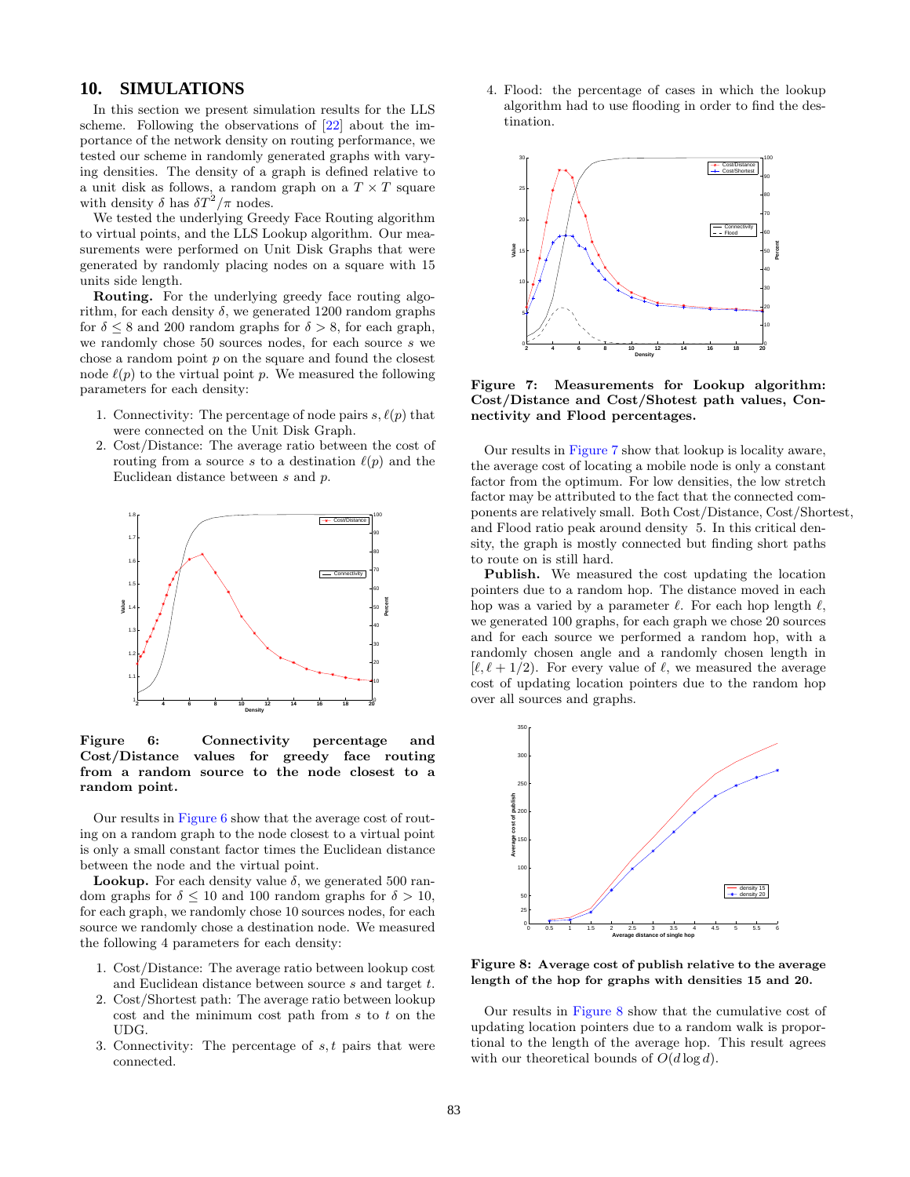## 10. SIMULATIONS

In this section we present simulation results for the LLS scheme. Following the observations of [22] about the importance of the network density on routing performance, we tested our scheme in randomly generated graphs with varying densities. The density of a graph is defined relative to a unit disk as follows, a random graph on a $T \times T$ square with density $\delta$ has $\delta T^2/\pi$ nodes.

We tested the underlying Greedy Face Routing algorithm to virtual points, and the LLS Lookup algorithm. Our measurements were performed on Unit Disk Graphs that were generated by randomly placing nodes on a square with 15 units side length.

**Routing.** For the underlying greedy face routing algorithm, for each density $\delta$, we generated 1200 random graphs for $\delta \leq 8$ and 200 random graphs for $\delta > 8$, for each graph, we randomly chose 50 sources nodes, for each source $s$ we chose a random point $p$ on the square and found the closest node $\ell(p)$ to the virtual point $p$. We measured the following parameters for each density:

1. Connectivity: The percentage of node pairs $s, \ell(p)$ that were connected on the Unit Disk Graph.
2. Cost/Distance: The average ratio between the cost of routing from a source $s$ to a destination $\ell(p)$ and the Euclidean distance between $s$ and $p$.

**Figure 6: Connectivity percentage and Cost/Distance values for greedy face routing from a random source to the node closest to a random point.**

Our results in Figure 6 show that the average cost of routing on a random graph to the node closest to a virtual point is only a small constant factor times the Euclidean distance between the node and the virtual point.

**Lookup.** For each density value $\delta$, we generated 500 random graphs for $\delta \leq 10$ and 100 random graphs for $\delta > 10$, for each graph, we randomly chose 10 sources nodes, for each source we randomly chose a destination node. We measured the following 4 parameters for each density:

1. Cost/Distance: The average ratio between lookup cost and Euclidean distance between source $s$ and target $t$.
2. Cost/Shortest path: The average ratio between lookup cost and the minimum cost path from $s$ to $t$ on the UDG.
3. Connectivity: The percentage of $s, t$ pairs that were connected.
4. Flood: the percentage of cases in which the lookup algorithm had to use flooding in order to find the destination.

**Figure 7: Measurements for Lookup algorithm: Cost/Distance and Cost/Shotest path values, Connectivity and Flood percentages.**

Our results in Figure 7 show that lookup is locality aware, the average cost of locating a mobile node is only a constant factor from the optimum. For low densities, the low stretch factor may be attributed to the fact that the connected components are relatively small. Both Cost/Distance, Cost/Shortest, and Flood ratio peak around density 5. In this critical density, the graph is mostly connected but finding short paths to route on is still hard.

**Publish.** We measured the cost updating the location pointers due to a random hop. The distance moved in each hop was a varied by a parameter $\ell$. For each hop length $\ell$, we generated 100 graphs, for each graph we chose 20 sources and for each source we performed a random hop, with a randomly chosen angle and a randomly chosen length in $[\ell, \ell + 1/2)$. For every value of $\ell$, we measured the average cost of updating location pointers due to the random hop over all sources and graphs.

**Figure 8: Average cost of publish relative to the average length of the hop for graphs with densities 15 and 20.**

Our results in Figure 8 show that the cumulative cost of updating location pointers due to a random walk is proportional to the length of the average hop. This result agrees with our theoretical bounds of $O(d \log d)$.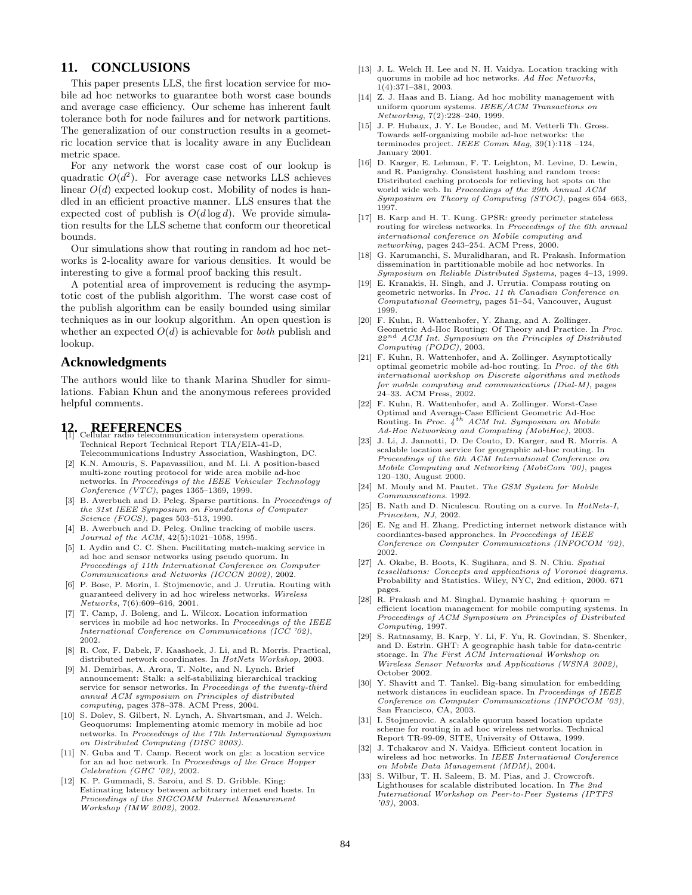## 11. CONCLUSIONS

This paper presents LLS, the first location service for mobile ad hoc networks to guarantee both worst case bounds and average case efficiency. Our scheme has inherent fault tolerance both for node failures and for network partitions. The generalization of our construction results in a geometric location service that is locality aware in any Euclidean metric space.

For any network the worst case cost of our lookup is quadratic $O(d^2)$. For average case networks LLS achieves linear $O(d)$ expected lookup cost. Mobility of nodes is handled in an efficient proactive manner. LLS ensures that the expected cost of publish is $O(d \log d)$. We provide simulation results for the LLS scheme that conform our theoretical bounds.

Our simulations show that routing in random ad hoc networks is 2-locality aware for various densities. It would be interesting to give a formal proof backing this result.

A potential area of improvement is reducing the asymptotic cost of the publish algorithm. The worst case cost of the publish algorithm can be easily bounded using similar techniques as in our lookup algorithm. An open question is whether an expected $O(d)$ is achievable for *both* publish and lookup.

## Acknowledgments

The authors would like to thank Marina Shudler for simulations. Fabian Khun and the anonymous referees provided helpful comments.

## 12. REFERENCES

[1] Cellular radio telecommunication intersystem operations. Technical Report Technical Report TIA/EIA-41-D, Telecommunications Industry Association, Washington, DC.

[2] K.N. Amouris, S. Papavassiliou, and M. Li. A position-based multi-zone routing protocol for wide area mobile ad-hoc networks. In *Proceedings of the IEEE Vehicular Technology Conference (VTC)*, pages 1365–1369, 1999.

[3] B. Awerbuch and D. Peleg. Sparse partitions. In *Proceedings of the 31st IEEE Symposium on Foundations of Computer Science (FOCS)*, pages 503–513, 1990.

[4] B. Awerbuch and D. Peleg. Online tracking of mobile users. *Journal of the ACM*, 42(5):1021–1058, 1995.

[5] I. Aydin and C. C. Shen. Facilitating match-making service in ad hoc and sensor networks using pseudo quorum. In *Proceedings of 11th International Conference on Computer Communications and Networks (ICCCN 2002)*, 2002.

[6] P. Bose, P. Morin, I. Stojmenovic, and J. Urrutia. Routing with guaranteed delivery in ad hoc wireless networks. *Wireless Networks*, 7(6):609–616, 2001.

[7] T. Camp, J. Boleng, and L. Wilcox. Location information services in mobile ad hoc networks. In *Proceedings of the IEEE International Conference on Communications (ICC '02)*, 2002.

[8] R. Cox, F. Dabek, F. Kaashoek, J. Li, and R. Morris. Practical, distributed network coordinates. In *HotNets Workshop*, 2003.

[9] M. Demirbas, A. Arora, T. Nolte, and N. Lynch. Brief announcement: Stalk: a self-stabilizing hierarchical tracking service for sensor networks. In *Proceedings of the twenty-third annual ACM symposium on Principles of distributed computing*, pages 378–378. ACM Press, 2004.

[10] S. Dolev, S. Gilbert, N. Lynch, A. Shvartsman, and J. Welch. Geoquorums: Implementing atomic memory in mobile ad hoc networks. In *Proceedings of the 17th International Symposium on Distributed Computing (DISC 2003)*.

[11] N. Guba and T. Camp. Recent work on gls: a location service for an ad hoc network. In *Proceedings of the Grace Hopper Celebration (GHC '02)*, 2002.

[12] K. P. Gummadi, S. Saroiu, and S. D. Gribble. King: Estimating latency between arbitrary internet end hosts. In *Proceedings of the SIGCOMM Internet Measurement Workshop (IMW 2002)*, 2002.

[13] J. L. Welch H. Lee and N. H. Vaidya. Location tracking with quorums in mobile ad hoc networks. *Ad Hoc Networks*, 1(4):371–381, 2003.

[14] Z. J. Haas and B. Liang. Ad hoc mobility management with uniform quorum systems. *IEEE/ACM Transactions on Networking*, 7(2):228–240, 1999.

[15] J. P. Hubaux, J. Y. Le Boudec, and M. Vetterli Th. Gross. Towards self-organizing mobile ad-hoc networks: the terminodes project. *IEEE Comm Mag*, 39(1):118 –124, January 2001.

[16] D. Karger, E. Lehman, F. T. Leighton, M. Levine, D. Lewin, and R. Panigrahy. Consistent hashing and random trees: Distributed caching protocols for relieving hot spots on the world wide web. In *Proceedings of the 29th Annual ACM Symposium on Theory of Computing (STOC)*, pages 654–663, 1997.

[17] B. Karp and H. T. Kung. GPSR: greedy perimeter stateless routing for wireless networks. In *Proceedings of the 6th annual international conference on Mobile computing and networking*, pages 243–254. ACM Press, 2000.

[18] G. Karumanchi, S. Muralidharan, and R. Prakash. Information dissemination in partitionable mobile ad hoc networks. In *Symposium on Reliable Distributed Systems*, pages 4–13, 1999.

[19] E. Kranakis, H. Singh, and J. Urrutia. Compass routing on geometric networks. In *Proc. 11 th Canadian Conference on Computational Geometry*, pages 51–54, Vancouver, August 1999.

[20] F. Kuhn, R. Wattenhofer, Y. Zhang, and A. Zollinger. Geometric Ad-Hoc Routing: Of Theory and Practice. In *Proc. $22^{nd}$ ACM Int. Symposium on the Principles of Distributed Computing (PODC)*, 2003.

[21] F. Kuhn, R. Wattenhofer, and A. Zollinger. Asymptotically optimal geometric mobile ad-hoc routing. In *Proc. of the 6th international workshop on Discrete algorithms and methods for mobile computing and communications (Dial-M)*, pages 24–33. ACM Press, 2002.

[22] F. Kuhn, R. Wattenhofer, and A. Zollinger. Worst-Case Optimal and Average-Case Efficient Geometric Ad-Hoc Routing. In *Proc. $4^{th}$ ACM Int. Symposium on Mobile Ad-Hoc Networking and Computing (MobiHoc)*, 2003.

[23] J. Li, J. Jannotti, D. De Couto, D. Karger, and R. Morris. A scalable location service for geographic ad-hoc routing. In *Proceedings of the 6th ACM International Conference on Mobile Computing and Networking (MobiCom '00)*, pages 120–130, August 2000.

[24] M. Mouly and M. Pautet. *The GSM System for Mobile Communications*. 1992.

[25] B. Nath and D. Niculescu. Routing on a curve. In *HotNets-I, Princeton, NJ*, 2002.

[26] E. Ng and H. Zhang. Predicting internet network distance with coordiantes-based approaches. In *Proceedings of IEEE Conference on Computer Communications (INFOCOM '02)*, 2002.

[27] A. Okabe, B. Boots, K. Sugihara, and S. N. Chiu. *Spatial tessellations: Concepts and applications of Voronoi diagrams*. Probability and Statistics. Wiley, NYC, 2nd edition, 2000. 671 pages.

[28] R. Prakash and M. Singhal. Dynamic hashing + quorum = efficient location management for mobile computing systems. In *Proceedings of ACM Symposium on Principles of Distributed Computing*, 1997.

[29] S. Ratnasamy, B. Karp, Y. Li, F. Yu, R. Govindan, S. Shenker, and D. Estrin. GHT: A geographic hash table for data-centric storage. In *The First ACM International Workshop on Wireless Sensor Networks and Applications (WSNA 2002)*, October 2002.

[30] Y. Shavitt and T. Tankel. Big-bang simulation for embedding network distances in euclidean space. In *Proceedings of IEEE Conference on Computer Communications (INFOCOM '03)*, San Francisco, CA, 2003.

[31] I. Stojmenovic. A scalable quorum based location update scheme for routing in ad hoc wireless networks. Technical Report TR-99-09, SITE, University of Ottawa, 1999.

[32] J. Tchakarov and N. Vaidya. Efficient content location in wireless ad hoc networks. In *IEEE International Conference on Mobile Data Management (MDM)*, 2004.

[33] S. Wilbur, T. H. Saleem, B. M. Pias, and J. Crowcroft. Lighthouses for scalable distributed location. In *The 2nd International Workshop on Peer-to-Peer Systems (IPTPS '03)*, 2003.